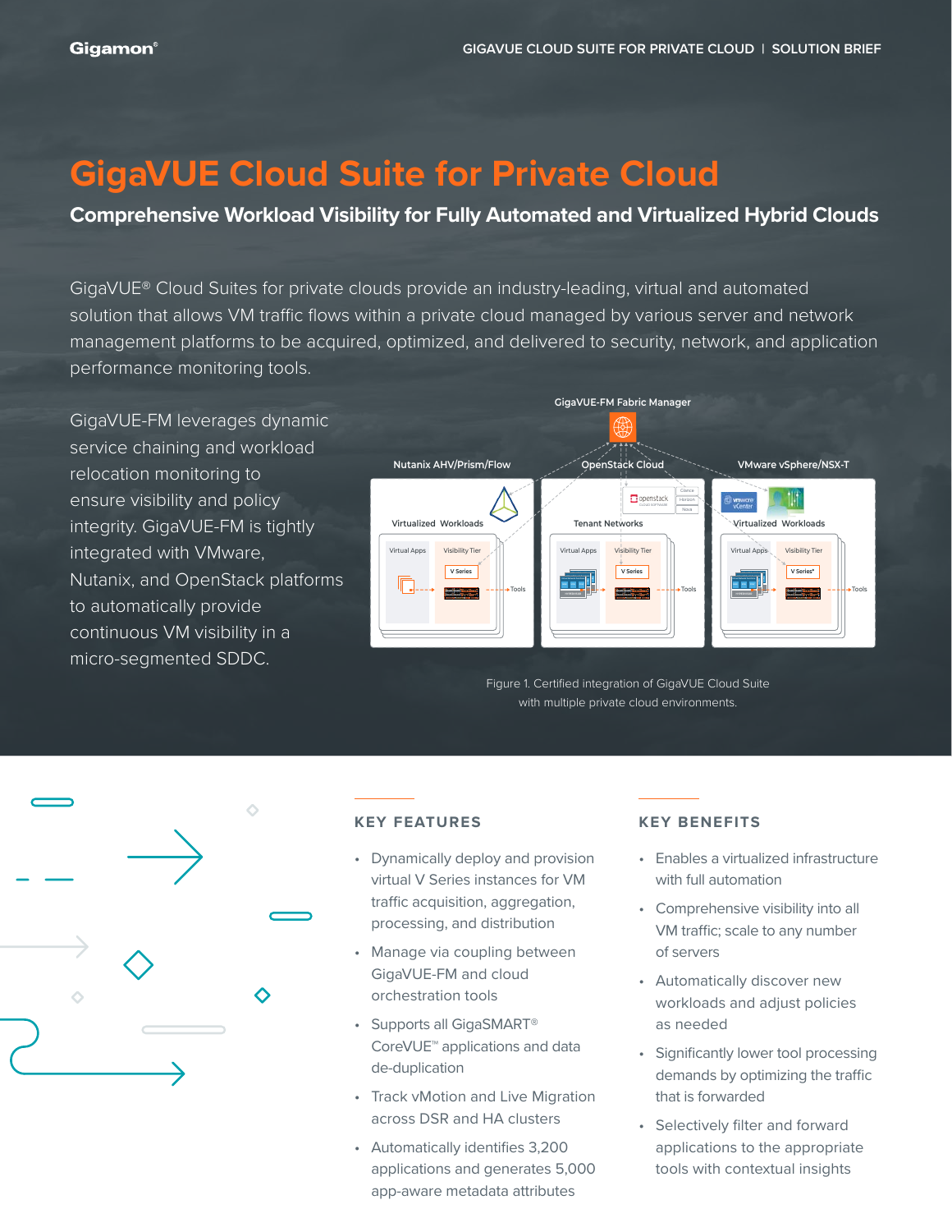# GigaVUE Cloud Suite for Private Cloud

## Comprehensive Workload Visibility for Fully Automated and Virtualized Hybrid Clouds

GigaVUE® Cloud Suites for private clouds provide an industry-leading, virtual and automated solution that allows VM traffic flows within a private cloud managed by various server and network management platforms to be acquired, optimized, and delivered to security, network, and application performance monitoring tools.

GigaVUE-FM leverages dynamic service chaining and workload relocation monitoring to ensure visibility and policy integrity. GigaVUE-FM is tightly integrated with VMware, Nutanix, and OpenStack platforms to automatically provide continuous VM visibility in a micro-segmented SDDC.

Figure 1. Certified integration of GigaVUE Cloud Suite with multiple private cloud environments.

## KEY FEATURES

- Dynamically deploy and provision virtual V Series instances for VM traffic acquisition, aggregation, processing, and distribution
- Manage via coupling between GigaVUE-FM and cloud orchestration tools
- Supports all GigaSMART® CoreVUE™ applications and data de-duplication
- Track vMotion and Live Migration across DSR and HA clusters
- Automatically identifies 3,200 applications and generates 5,000 app-aware metadata attributes

## KEY BENEFITS

- Enables a virtualized infrastructure with full automation
- Comprehensive visibility into all VM traffic; scale to any number of servers
- Automatically discover new workloads and adjust policies as needed
- Significantly lower tool processing demands by optimizing the traffic that is forwarded
- Selectively filter and forward applications to the appropriate tools with contextual insights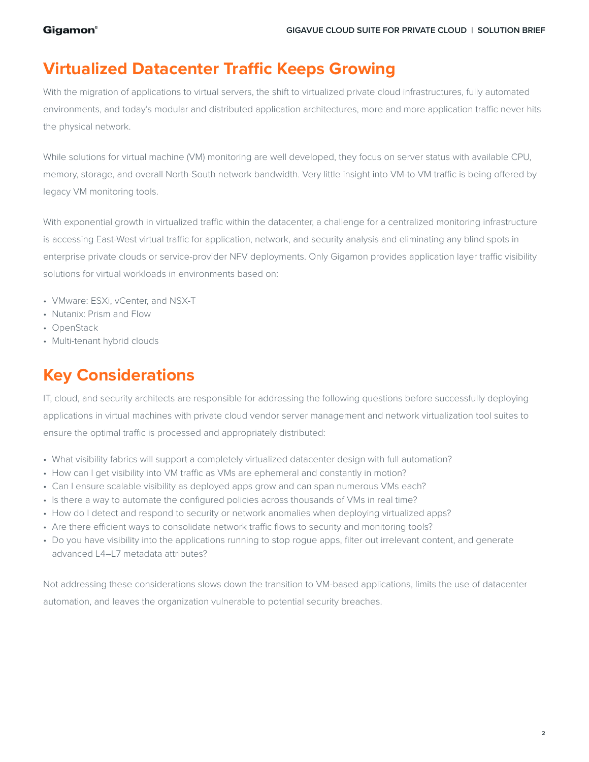## Virtualized Datacenter Traffic Keeps Growing

With the migration of applications to virtual servers, the shift to virtualized private cloud infrastructures, fully automated environments, and today's modular and distributed application architectures, more and more application traffic never hits the physical network.

While solutions for virtual machine (VM) monitoring are well developed, they focus on server status with available CPU, memory, storage, and overall North-South network bandwidth. Very little insight into VM-to-VM traffic is being offered by legacy VM monitoring tools.

With exponential growth in virtualized traffic within the datacenter, a challenge for a centralized monitoring infrastructure is accessing East-West virtual traffic for application, network, and security analysis and eliminating any blind spots in enterprise private clouds or service-provider NFV deployments. Only Gigamon provides application layer traffic visibility solutions for virtual workloads in environments based on:

- VMware: ESXi, vCenter, and NSX-T
- Nutanix: Prism and Flow
- OpenStack
- Multi-tenant hybrid clouds

## Key Considerations

IT, cloud, and security architects are responsible for addressing the following questions before successfully deploying applications in virtual machines with private cloud vendor server management and network virtualization tool suites to ensure the optimal traffic is processed and appropriately distributed:

- What visibility fabrics will support a completely virtualized datacenter design with full automation?
- How can I get visibility into VM traffic as VMs are ephemeral and constantly in motion?
- Can I ensure scalable visibility as deployed apps grow and can span numerous VMs each?
- Is there a way to automate the configured policies across thousands of VMs in real time?
- How do I detect and respond to security or network anomalies when deploying virtualized apps?
- Are there efficient ways to consolidate network traffic flows to security and monitoring tools?
- Do you have visibility into the applications running to stop rogue apps, filter out irrelevant content, and generate advanced L4–L7 metadata attributes?

Not addressing these considerations slows down the transition to VM-based applications, limits the use of datacenter automation, and leaves the organization vulnerable to potential security breaches.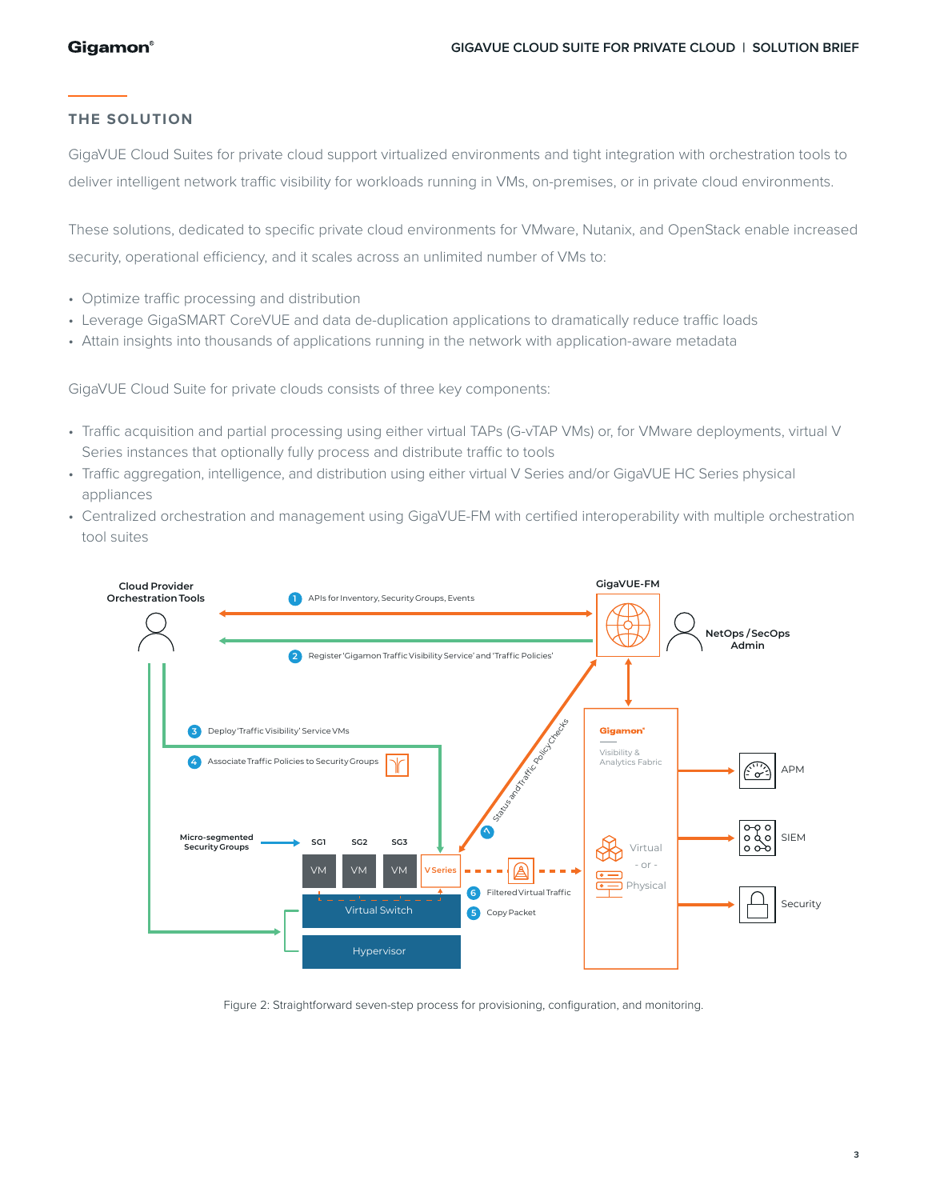## THE SOLUTION

GigaVUE Cloud Suites for private cloud support virtualized environments and tight integration with orchestration tools to deliver intelligent network traffic visibility for workloads running in VMs, on-premises, or in private cloud environments.

These solutions, dedicated to specific private cloud environments for VMware, Nutanix, and OpenStack enable increased security, operational efficiency, and it scales across an unlimited number of VMs to:

- Optimize traffic processing and distribution
- Leverage GigaSMART CoreVUE and data de-duplication applications to dramatically reduce traffic loads
- Attain insights into thousands of applications running in the network with application-aware metadata

GigaVUE Cloud Suite for private clouds consists of three key components:

- Traffic acquisition and partial processing using either virtual TAPs (G-vTAP VMs) or, for VMware deployments, virtual V Series instances that optionally fully process and distribute traffic to tools
- Traffic aggregation, intelligence, and distribution using either virtual V Series and/or GigaVUE HC Series physical appliances
- Centralized orchestration and management using GigaVUE-FM with certified interoperability with multiple orchestration tool suites

Figure 2: Straightforward seven-step process for provisioning, configuration, and monitoring.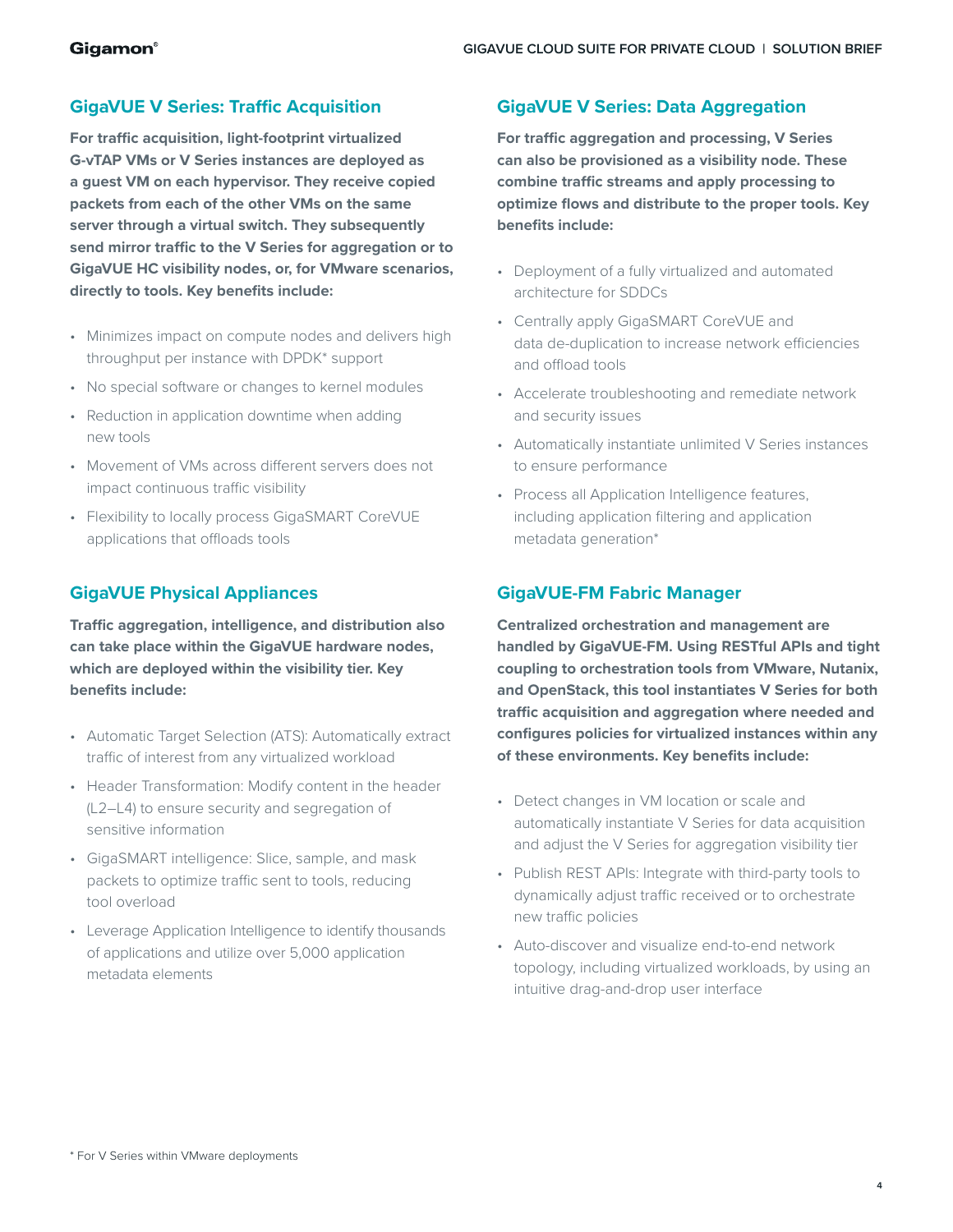## GigaVUE V Series: Traffic Acquisition

**For traffic acquisition, light-footprint virtualized G-vTAP VMs or V Series instances are deployed as a guest VM on each hypervisor. They receive copied packets from each of the other VMs on the same server through a virtual switch. They subsequently send mirror traffic to the V Series for aggregation or to GigaVUE HC visibility nodes, or, for VMware scenarios, directly to tools. Key benefits include:**

- Minimizes impact on compute nodes and delivers high throughput per instance with DPDK* support
- No special software or changes to kernel modules
- Reduction in application downtime when adding new tools
- Movement of VMs across different servers does not impact continuous traffic visibility
- Flexibility to locally process GigaSMART CoreVUE applications that offloads tools

## GigaVUE Physical Appliances

**Traffic aggregation, intelligence, and distribution also can take place within the GigaVUE hardware nodes, which are deployed within the visibility tier. Key benefits include:**

- Automatic Target Selection (ATS): Automatically extract traffic of interest from any virtualized workload
- Header Transformation: Modify content in the header (L2–L4) to ensure security and segregation of sensitive information
- GigaSMART intelligence: Slice, sample, and mask packets to optimize traffic sent to tools, reducing tool overload
- Leverage Application Intelligence to identify thousands of applications and utilize over 5,000 application metadata elements

## GigaVUE V Series: Data Aggregation

**For traffic aggregation and processing, V Series can also be provisioned as a visibility node. These combine traffic streams and apply processing to optimize flows and distribute to the proper tools. Key benefits include:**

- Deployment of a fully virtualized and automated architecture for SDDCs
- Centrally apply GigaSMART CoreVUE and data de-duplication to increase network efficiencies and offload tools
- Accelerate troubleshooting and remediate network and security issues
- Automatically instantiate unlimited V Series instances to ensure performance
- Process all Application Intelligence features, including application filtering and application metadata generation*

## GigaVUE-FM Fabric Manager

**Centralized orchestration and management are handled by GigaVUE-FM. Using RESTful APIs and tight coupling to orchestration tools from VMware, Nutanix, and OpenStack, this tool instantiates V Series for both traffic acquisition and aggregation where needed and configures policies for virtualized instances within any of these environments. Key benefits include:**

- Detect changes in VM location or scale and automatically instantiate V Series for data acquisition and adjust the V Series for aggregation visibility tier
- Publish REST APIs: Integrate with third-party tools to dynamically adjust traffic received or to orchestrate new traffic policies
- Auto-discover and visualize end-to-end network topology, including virtualized workloads, by using an intuitive drag-and-drop user interface

* For V Series within VMware deployments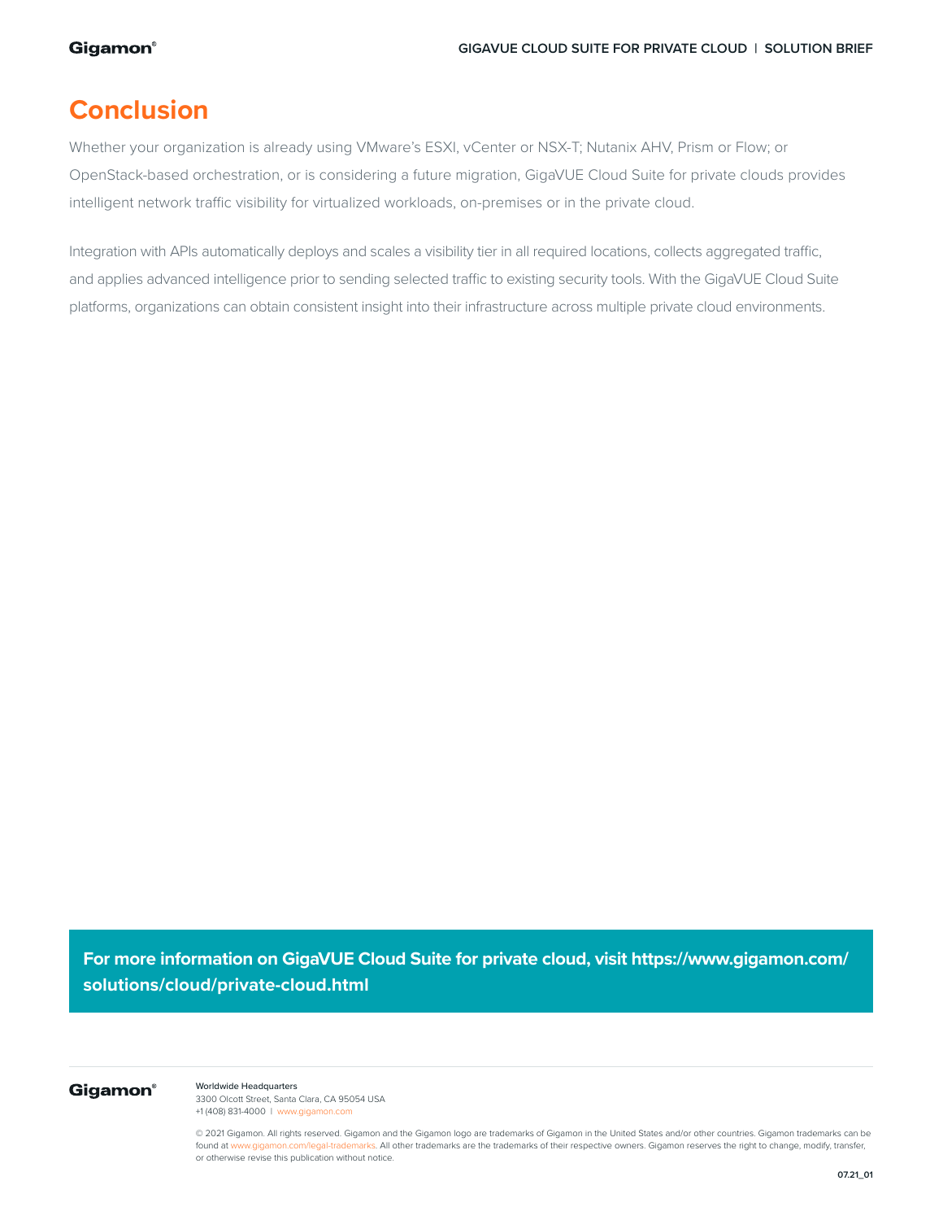# Conclusion

Whether your organization is already using VMware's ESXI, vCenter or NSX-T; Nutanix AHV, Prism or Flow; or OpenStack-based orchestration, or is considering a future migration, GigaVUE Cloud Suite for private clouds provides intelligent network traffic visibility for virtualized workloads, on-premises or in the private cloud.

Integration with APIs automatically deploys and scales a visibility tier in all required locations, collects aggregated traffic, and applies advanced intelligence prior to sending selected traffic to existing security tools. With the GigaVUE Cloud Suite platforms, organizations can obtain consistent insight into their infrastructure across multiple private cloud environments.

**For more information on GigaVUE Cloud Suite for private cloud, visit https://www.gigamon.com/solutions/cloud/private-cloud.html**

Gigamon®

Worldwide Headquarters
3300 Olcott Street, Santa Clara, CA 95054 USA
+1 (408) 831-4000 | www.gigamon.com

© 2021 Gigamon. All rights reserved. Gigamon and the Gigamon logo are trademarks of Gigamon in the United States and/or other countries. Gigamon trademarks can be found at www.gigamon.com/legal-trademarks. All other trademarks are the trademarks of their respective owners. Gigamon reserves the right to change, modify, transfer, or otherwise revise this publication without notice.

07.21_01